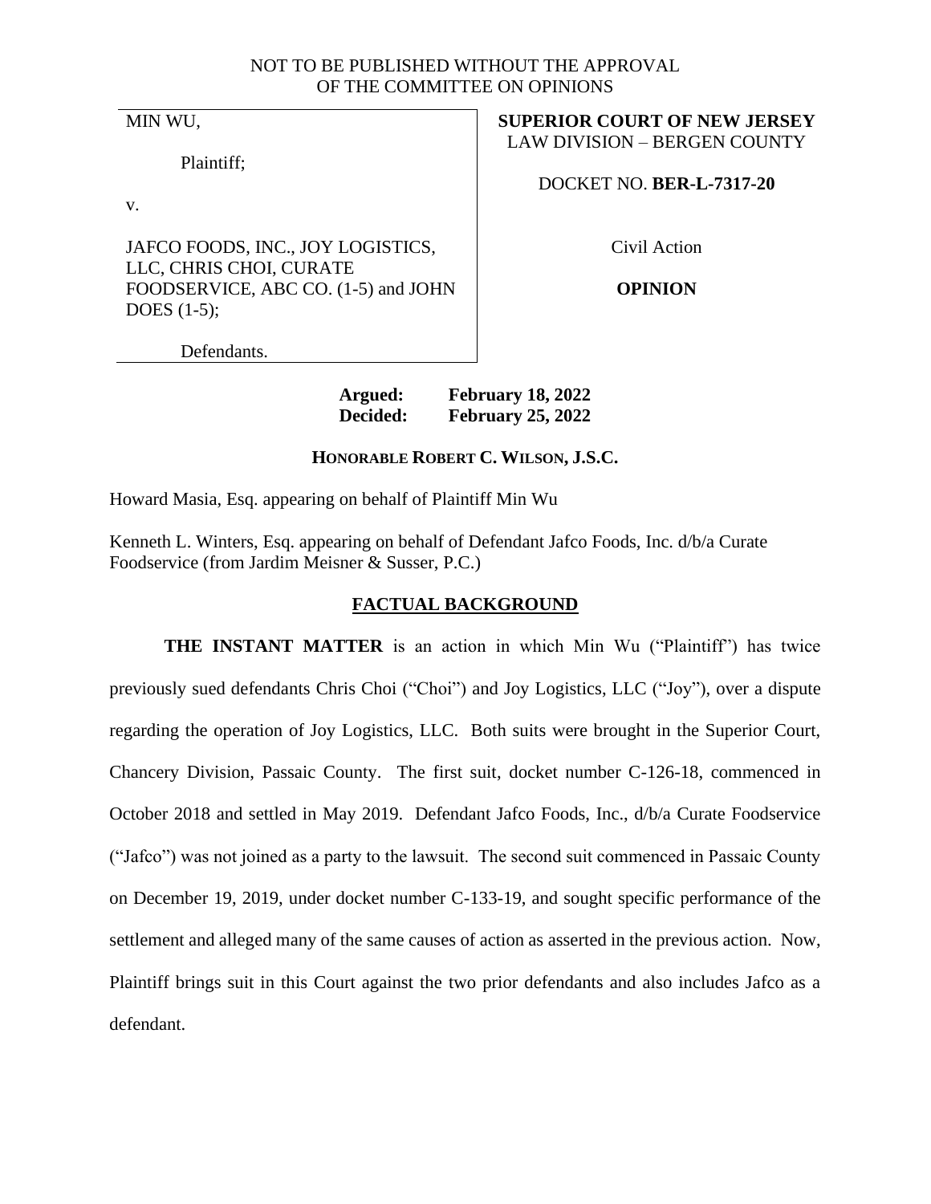NOT TO BE PUBLISHED WITHOUT THE APPROVAL
OF THE COMMITTEE ON OPINIONS

| | |
|---|---|
| MIN WU,<br><br>Plaintiff;<br><br>v.<br><br>JAFCO FOODS, INC., JOY LOGISTICS, LLC, CHRIS CHOI, CURATE FOODSERVICE, ABC CO. (1-5) and JOHN DOES (1-5);<br><br>Defendants. | **SUPERIOR COURT OF NEW JERSEY**<br>LAW DIVISION – BERGEN COUNTY<br><br>DOCKET NO. **BER-L-7317-20**<br><br>Civil Action<br><br>**OPINION** |

**Argued: February 18, 2022**
**Decided: February 25, 2022**

**HONORABLE ROBERT C. WILSON, J.S.C.**

Howard Masia, Esq. appearing on behalf of Plaintiff Min Wu

Kenneth L. Winters, Esq. appearing on behalf of Defendant Jafco Foods, Inc. d/b/a Curate Foodservice (from Jardim Meisner & Susser, P.C.)

## FACTUAL BACKGROUND

**THE INSTANT MATTER** is an action in which Min Wu ("Plaintiff") has twice previously sued defendants Chris Choi ("Choi") and Joy Logistics, LLC ("Joy"), over a dispute regarding the operation of Joy Logistics, LLC. Both suits were brought in the Superior Court, Chancery Division, Passaic County. The first suit, docket number C-126-18, commenced in October 2018 and settled in May 2019. Defendant Jafco Foods, Inc., d/b/a Curate Foodservice ("Jafco") was not joined as a party to the lawsuit. The second suit commenced in Passaic County on December 19, 2019, under docket number C-133-19, and sought specific performance of the settlement and alleged many of the same causes of action as asserted in the previous action. Now, Plaintiff brings suit in this Court against the two prior defendants and also includes Jafco as a defendant.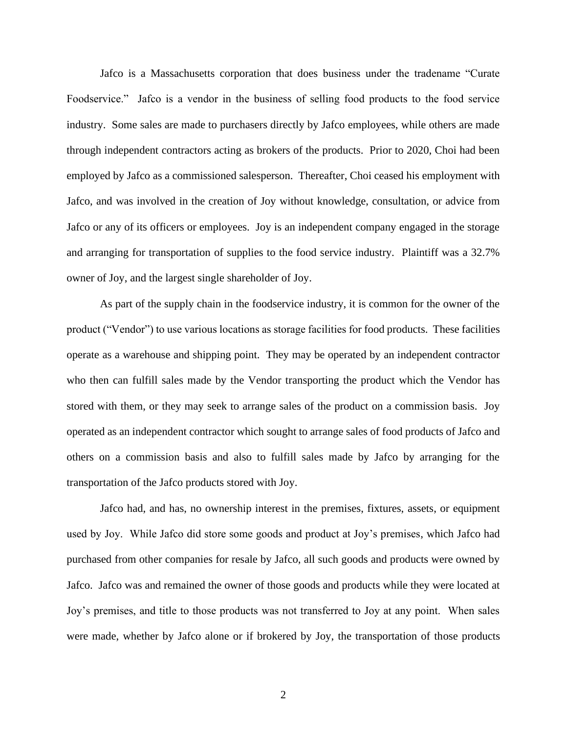Jafco is a Massachusetts corporation that does business under the tradename "Curate Foodservice." Jafco is a vendor in the business of selling food products to the food service industry. Some sales are made to purchasers directly by Jafco employees, while others are made through independent contractors acting as brokers of the products. Prior to 2020, Choi had been employed by Jafco as a commissioned salesperson. Thereafter, Choi ceased his employment with Jafco, and was involved in the creation of Joy without knowledge, consultation, or advice from Jafco or any of its officers or employees. Joy is an independent company engaged in the storage and arranging for transportation of supplies to the food service industry. Plaintiff was a 32.7% owner of Joy, and the largest single shareholder of Joy.

As part of the supply chain in the foodservice industry, it is common for the owner of the product ("Vendor") to use various locations as storage facilities for food products. These facilities operate as a warehouse and shipping point. They may be operated by an independent contractor who then can fulfill sales made by the Vendor transporting the product which the Vendor has stored with them, or they may seek to arrange sales of the product on a commission basis. Joy operated as an independent contractor which sought to arrange sales of food products of Jafco and others on a commission basis and also to fulfill sales made by Jafco by arranging for the transportation of the Jafco products stored with Joy.

Jafco had, and has, no ownership interest in the premises, fixtures, assets, or equipment used by Joy. While Jafco did store some goods and product at Joy's premises, which Jafco had purchased from other companies for resale by Jafco, all such goods and products were owned by Jafco. Jafco was and remained the owner of those goods and products while they were located at Joy's premises, and title to those products was not transferred to Joy at any point. When sales were made, whether by Jafco alone or if brokered by Joy, the transportation of those products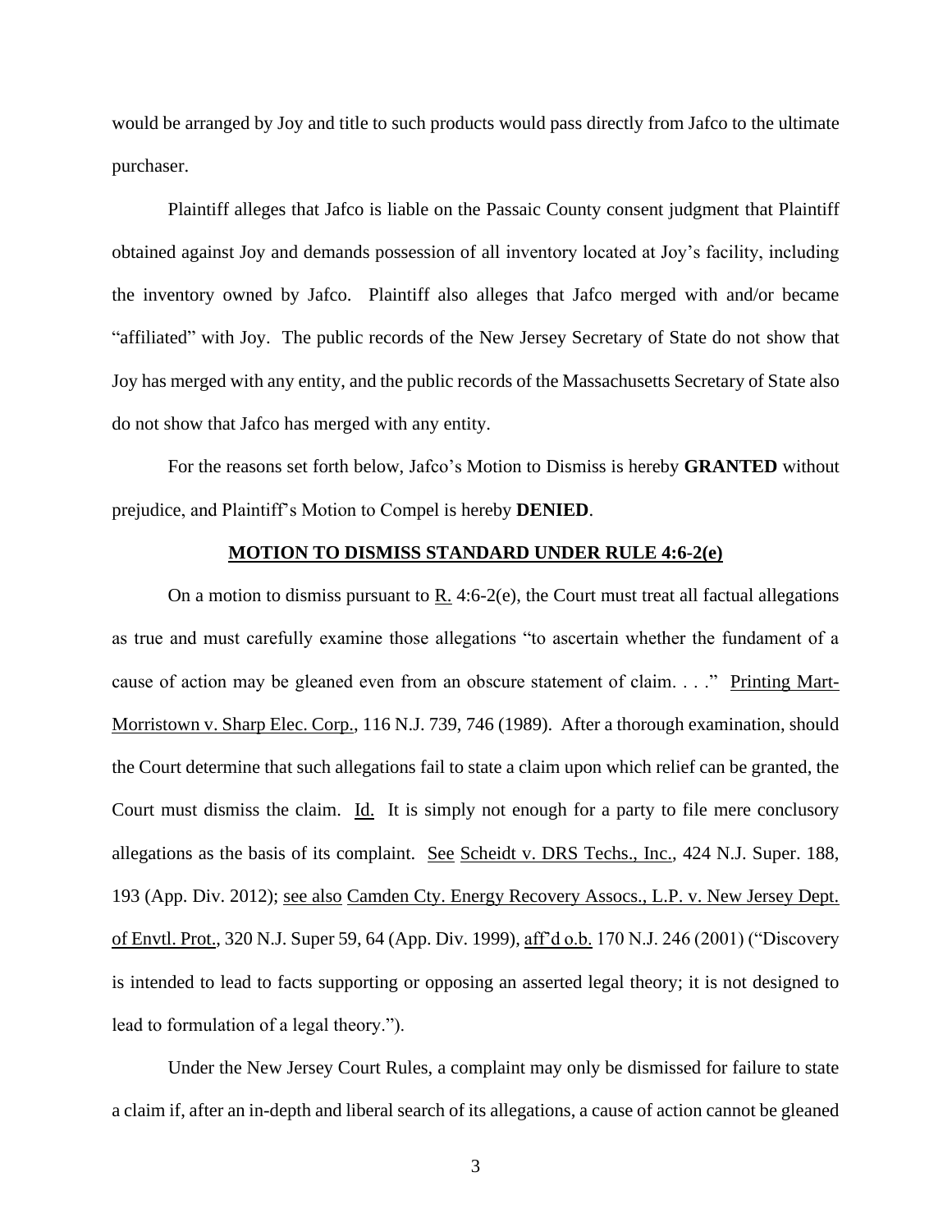would be arranged by Joy and title to such products would pass directly from Jafco to the ultimate purchaser.

Plaintiff alleges that Jafco is liable on the Passaic County consent judgment that Plaintiff obtained against Joy and demands possession of all inventory located at Joy's facility, including the inventory owned by Jafco. Plaintiff also alleges that Jafco merged with and/or became "affiliated" with Joy. The public records of the New Jersey Secretary of State do not show that Joy has merged with any entity, and the public records of the Massachusetts Secretary of State also do not show that Jafco has merged with any entity.

For the reasons set forth below, Jafco's Motion to Dismiss is hereby **GRANTED** without prejudice, and Plaintiff's Motion to Compel is hereby **DENIED**.

**MOTION TO DISMISS STANDARD UNDER RULE 4:6-2(e)**

On a motion to dismiss pursuant to R. 4:6-2(e), the Court must treat all factual allegations as true and must carefully examine those allegations "to ascertain whether the fundament of a cause of action may be gleaned even from an obscure statement of claim. . . ." Printing Mart-Morristown v. Sharp Elec. Corp., 116 N.J. 739, 746 (1989). After a thorough examination, should the Court determine that such allegations fail to state a claim upon which relief can be granted, the Court must dismiss the claim. Id. It is simply not enough for a party to file mere conclusory allegations as the basis of its complaint. See Scheidt v. DRS Techs., Inc., 424 N.J. Super. 188, 193 (App. Div. 2012); see also Camden Cty. Energy Recovery Assocs., L.P. v. New Jersey Dept. of Envtl. Prot., 320 N.J. Super 59, 64 (App. Div. 1999), aff'd o.b. 170 N.J. 246 (2001) ("Discovery is intended to lead to facts supporting or opposing an asserted legal theory; it is not designed to lead to formulation of a legal theory.").

Under the New Jersey Court Rules, a complaint may only be dismissed for failure to state a claim if, after an in-depth and liberal search of its allegations, a cause of action cannot be gleaned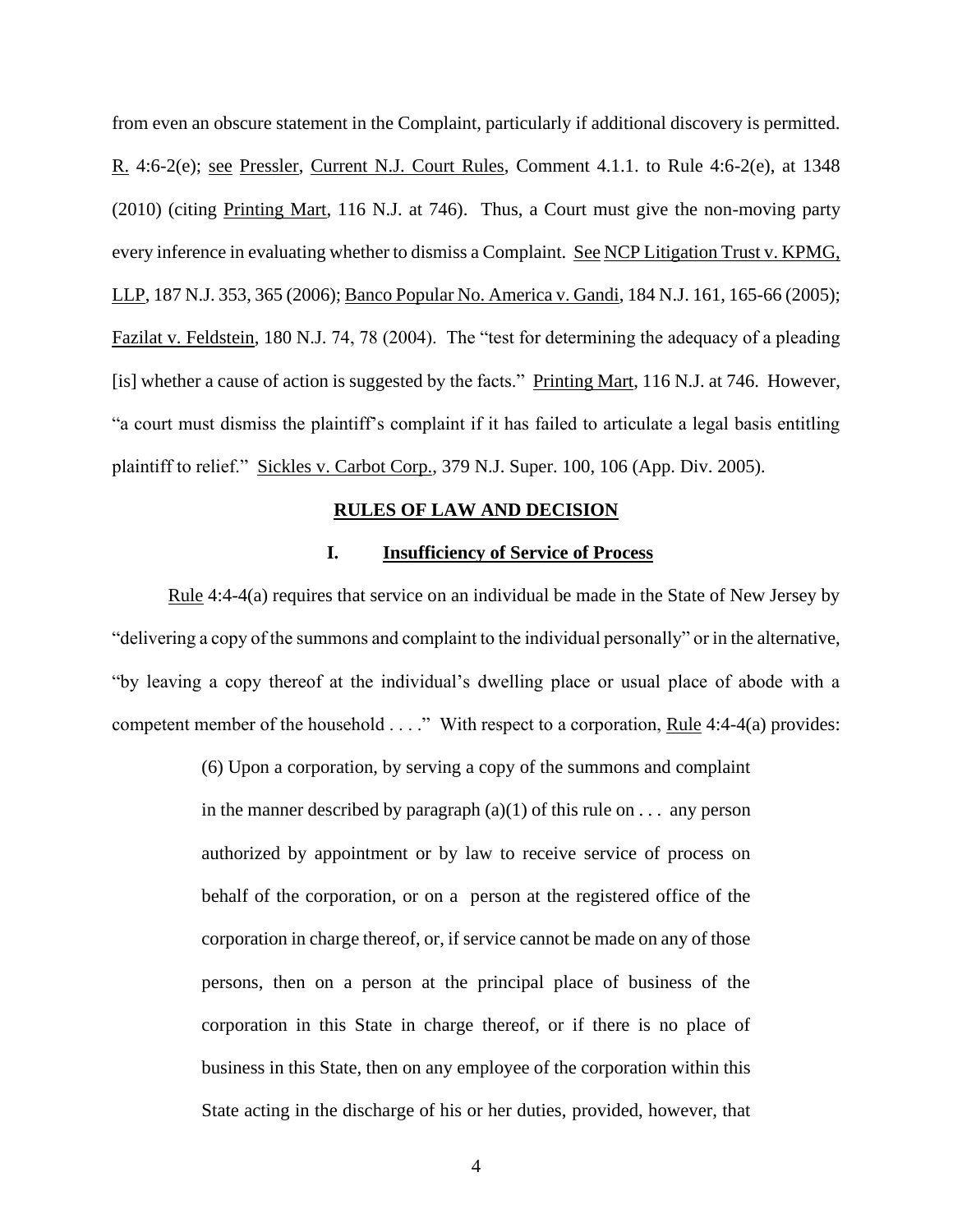from even an obscure statement in the Complaint, particularly if additional discovery is permitted. R. 4:6-2(e); see Pressler, Current N.J. Court Rules, Comment 4.1.1. to Rule 4:6-2(e), at 1348 (2010) (citing Printing Mart, 116 N.J. at 746). Thus, a Court must give the non-moving party every inference in evaluating whether to dismiss a Complaint. See NCP Litigation Trust v. KPMG, LLP, 187 N.J. 353, 365 (2006); Banco Popular No. America v. Gandi, 184 N.J. 161, 165-66 (2005); Fazilat v. Feldstein, 180 N.J. 74, 78 (2004). The "test for determining the adequacy of a pleading [is] whether a cause of action is suggested by the facts." Printing Mart, 116 N.J. at 746. However, "a court must dismiss the plaintiff's complaint if it has failed to articulate a legal basis entitling plaintiff to relief." Sickles v. Carbot Corp., 379 N.J. Super. 100, 106 (App. Div. 2005).

## RULES OF LAW AND DECISION

### I. Insufficiency of Service of Process

Rule 4:4-4(a) requires that service on an individual be made in the State of New Jersey by "delivering a copy of the summons and complaint to the individual personally" or in the alternative, "by leaving a copy thereof at the individual's dwelling place or usual place of abode with a competent member of the household . . . ." With respect to a corporation, Rule 4:4-4(a) provides:

> (6) Upon a corporation, by serving a copy of the summons and complaint in the manner described by paragraph (a)(1) of this rule on . . . any person authorized by appointment or by law to receive service of process on behalf of the corporation, or on a person at the registered office of the corporation in charge thereof, or, if service cannot be made on any of those persons, then on a person at the principal place of business of the corporation in this State in charge thereof, or if there is no place of business in this State, then on any employee of the corporation within this State acting in the discharge of his or her duties, provided, however, that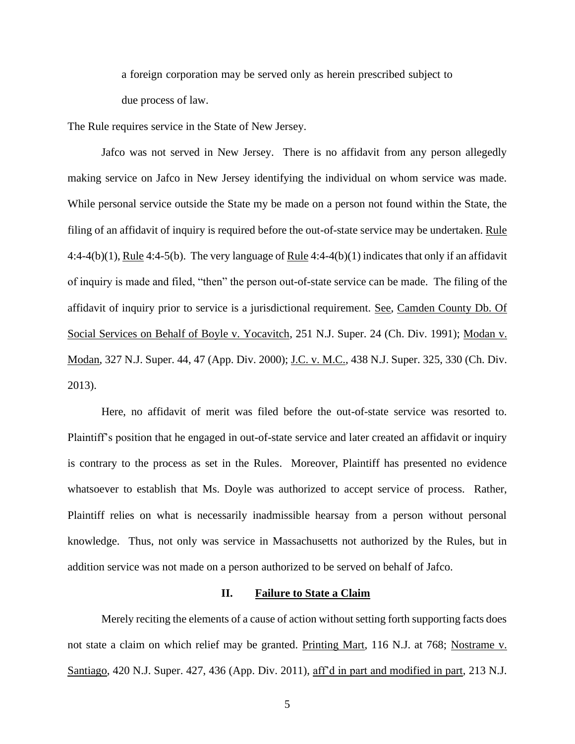a foreign corporation may be served only as herein prescribed subject to due process of law.

The Rule requires service in the State of New Jersey.

Jafco was not served in New Jersey. There is no affidavit from any person allegedly making service on Jafco in New Jersey identifying the individual on whom service was made. While personal service outside the State my be made on a person not found within the State, the filing of an affidavit of inquiry is required before the out-of-state service may be undertaken. Rule 4:4-4(b)(1), Rule 4:4-5(b). The very language of Rule 4:4-4(b)(1) indicates that only if an affidavit of inquiry is made and filed, "then" the person out-of-state service can be made. The filing of the affidavit of inquiry prior to service is a jurisdictional requirement. See, Camden County Db. Of Social Services on Behalf of Boyle v. Yocavitch, 251 N.J. Super. 24 (Ch. Div. 1991); Modan v. Modan, 327 N.J. Super. 44, 47 (App. Div. 2000); J.C. v. M.C., 438 N.J. Super. 325, 330 (Ch. Div. 2013).

Here, no affidavit of merit was filed before the out-of-state service was resorted to. Plaintiff's position that he engaged in out-of-state service and later created an affidavit or inquiry is contrary to the process as set in the Rules. Moreover, Plaintiff has presented no evidence whatsoever to establish that Ms. Doyle was authorized to accept service of process. Rather, Plaintiff relies on what is necessarily inadmissible hearsay from a person without personal knowledge. Thus, not only was service in Massachusetts not authorized by the Rules, but in addition service was not made on a person authorized to be served on behalf of Jafco.

## II. Failure to State a Claim

Merely reciting the elements of a cause of action without setting forth supporting facts does not state a claim on which relief may be granted. Printing Mart, 116 N.J. at 768; Nostrame v. Santiago, 420 N.J. Super. 427, 436 (App. Div. 2011), aff'd in part and modified in part, 213 N.J.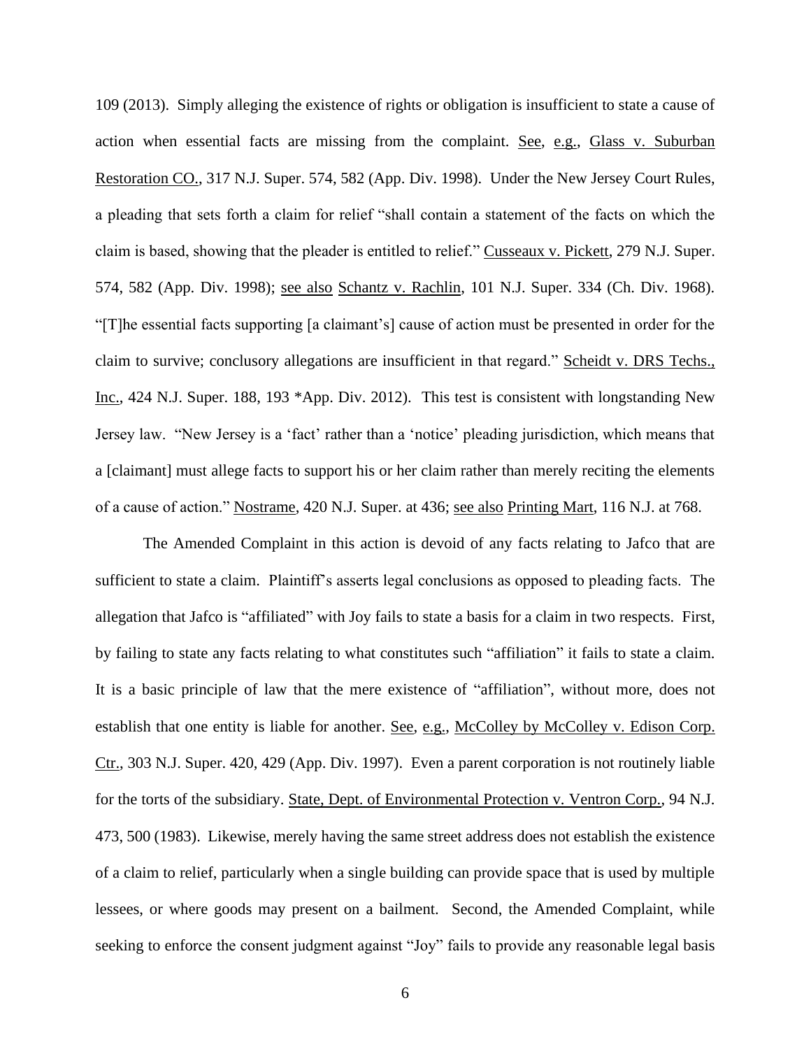109 (2013). Simply alleging the existence of rights or obligation is insufficient to state a cause of action when essential facts are missing from the complaint. See, e.g., Glass v. Suburban Restoration CO., 317 N.J. Super. 574, 582 (App. Div. 1998). Under the New Jersey Court Rules, a pleading that sets forth a claim for relief "shall contain a statement of the facts on which the claim is based, showing that the pleader is entitled to relief." Cusseaux v. Pickett, 279 N.J. Super. 574, 582 (App. Div. 1998); see also Schantz v. Rachlin, 101 N.J. Super. 334 (Ch. Div. 1968). "[T]he essential facts supporting [a claimant's] cause of action must be presented in order for the claim to survive; conclusory allegations are insufficient in that regard." Scheidt v. DRS Techs., Inc., 424 N.J. Super. 188, 193 *App. Div. 2012). This test is consistent with longstanding New Jersey law. "New Jersey is a 'fact' rather than a 'notice' pleading jurisdiction, which means that a [claimant] must allege facts to support his or her claim rather than merely reciting the elements of a cause of action." Nostrame, 420 N.J. Super. at 436; see also Printing Mart, 116 N.J. at 768.

The Amended Complaint in this action is devoid of any facts relating to Jafco that are sufficient to state a claim. Plaintiff's asserts legal conclusions as opposed to pleading facts. The allegation that Jafco is "affiliated" with Joy fails to state a basis for a claim in two respects. First, by failing to state any facts relating to what constitutes such "affiliation" it fails to state a claim. It is a basic principle of law that the mere existence of "affiliation", without more, does not establish that one entity is liable for another. See, e.g., McColley by McColley v. Edison Corp. Ctr., 303 N.J. Super. 420, 429 (App. Div. 1997). Even a parent corporation is not routinely liable for the torts of the subsidiary. State, Dept. of Environmental Protection v. Ventron Corp., 94 N.J. 473, 500 (1983). Likewise, merely having the same street address does not establish the existence of a claim to relief, particularly when a single building can provide space that is used by multiple lessees, or where goods may present on a bailment. Second, the Amended Complaint, while seeking to enforce the consent judgment against "Joy" fails to provide any reasonable legal basis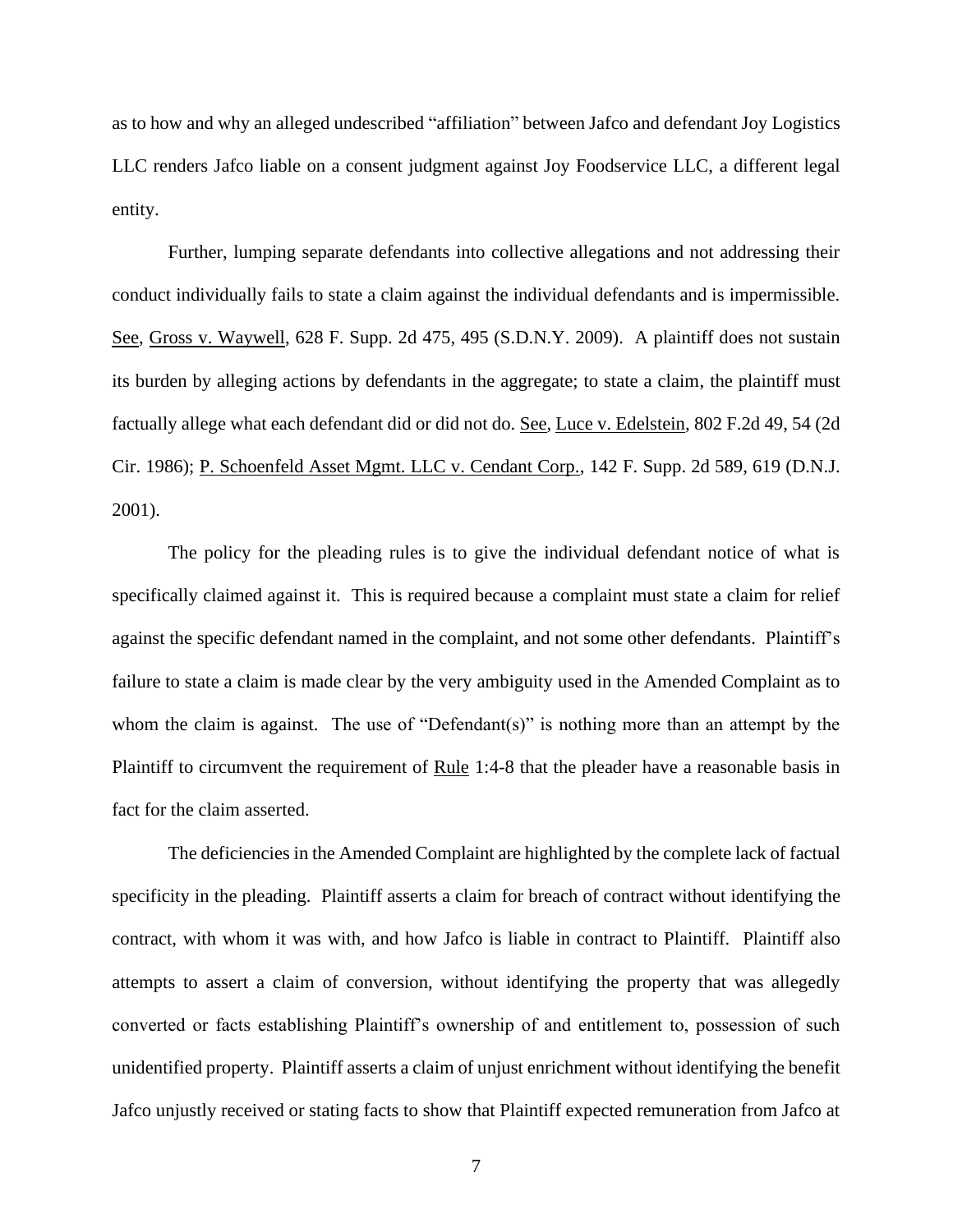as to how and why an alleged undescribed "affiliation" between Jafco and defendant Joy Logistics LLC renders Jafco liable on a consent judgment against Joy Foodservice LLC, a different legal entity.

Further, lumping separate defendants into collective allegations and not addressing their conduct individually fails to state a claim against the individual defendants and is impermissible. See, Gross v. Waywell, 628 F. Supp. 2d 475, 495 (S.D.N.Y. 2009). A plaintiff does not sustain its burden by alleging actions by defendants in the aggregate; to state a claim, the plaintiff must factually allege what each defendant did or did not do. See, Luce v. Edelstein, 802 F.2d 49, 54 (2d Cir. 1986); P. Schoenfeld Asset Mgmt. LLC v. Cendant Corp., 142 F. Supp. 2d 589, 619 (D.N.J. 2001).

The policy for the pleading rules is to give the individual defendant notice of what is specifically claimed against it. This is required because a complaint must state a claim for relief against the specific defendant named in the complaint, and not some other defendants. Plaintiff's failure to state a claim is made clear by the very ambiguity used in the Amended Complaint as to whom the claim is against. The use of "Defendant(s)" is nothing more than an attempt by the Plaintiff to circumvent the requirement of Rule 1:4-8 that the pleader have a reasonable basis in fact for the claim asserted.

The deficiencies in the Amended Complaint are highlighted by the complete lack of factual specificity in the pleading. Plaintiff asserts a claim for breach of contract without identifying the contract, with whom it was with, and how Jafco is liable in contract to Plaintiff. Plaintiff also attempts to assert a claim of conversion, without identifying the property that was allegedly converted or facts establishing Plaintiff's ownership of and entitlement to, possession of such unidentified property. Plaintiff asserts a claim of unjust enrichment without identifying the benefit Jafco unjustly received or stating facts to show that Plaintiff expected remuneration from Jafco at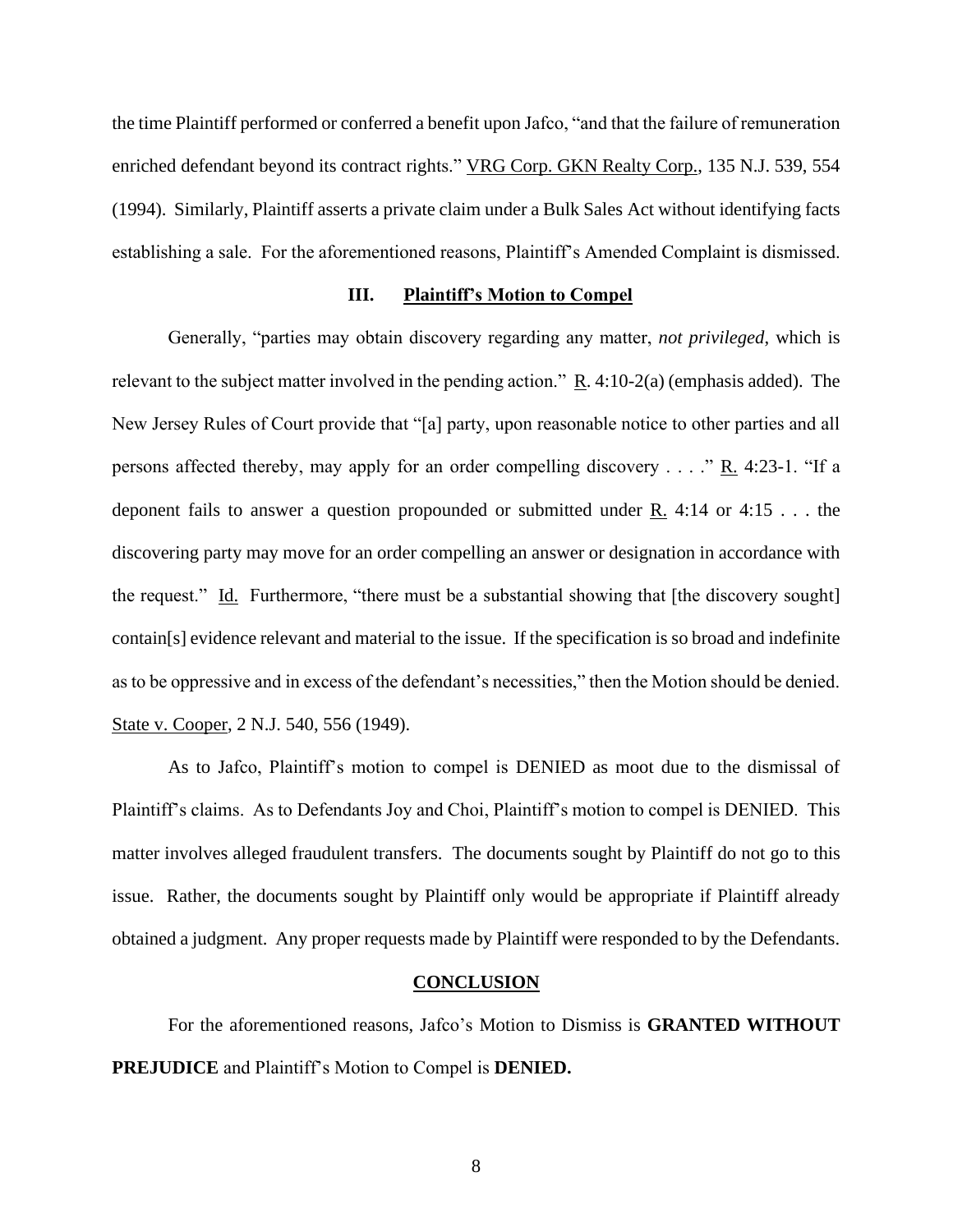the time Plaintiff performed or conferred a benefit upon Jafco, "and that the failure of remuneration enriched defendant beyond its contract rights." VRG Corp. GKN Realty Corp., 135 N.J. 539, 554 (1994). Similarly, Plaintiff asserts a private claim under a Bulk Sales Act without identifying facts establishing a sale. For the aforementioned reasons, Plaintiff's Amended Complaint is dismissed.

## III. Plaintiff's Motion to Compel

Generally, "parties may obtain discovery regarding any matter, *not privileged*, which is relevant to the subject matter involved in the pending action." R. 4:10-2(a) (emphasis added). The New Jersey Rules of Court provide that "[a] party, upon reasonable notice to other parties and all persons affected thereby, may apply for an order compelling discovery . . . ." R. 4:23-1. "If a deponent fails to answer a question propounded or submitted under R. 4:14 or 4:15 . . . the discovering party may move for an order compelling an answer or designation in accordance with the request." Id. Furthermore, "there must be a substantial showing that [the discovery sought] contain[s] evidence relevant and material to the issue. If the specification is so broad and indefinite as to be oppressive and in excess of the defendant's necessities," then the Motion should be denied. State v. Cooper, 2 N.J. 540, 556 (1949).

As to Jafco, Plaintiff's motion to compel is DENIED as moot due to the dismissal of Plaintiff's claims. As to Defendants Joy and Choi, Plaintiff's motion to compel is DENIED. This matter involves alleged fraudulent transfers. The documents sought by Plaintiff do not go to this issue. Rather, the documents sought by Plaintiff only would be appropriate if Plaintiff already obtained a judgment. Any proper requests made by Plaintiff were responded to by the Defendants.

## CONCLUSION

For the aforementioned reasons, Jafco's Motion to Dismiss is **GRANTED WITHOUT PREJUDICE** and Plaintiff's Motion to Compel is **DENIED.**